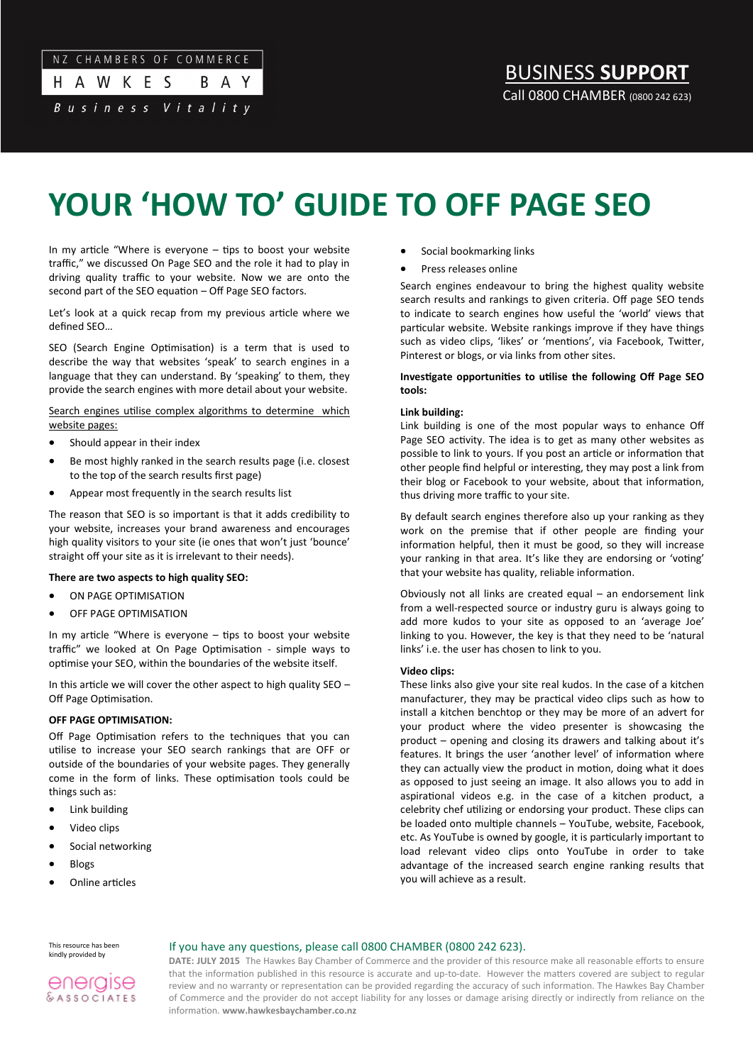NZ CHAMBERS OF COMMERCE

HAWKES BAY

*Business Vitality*

## BUSINESS SUPPORT

Call 0800 CHAMBER (0800 242 623)

# YOUR 'HOW TO' GUIDE TO OFF PAGE SEO

In my article "Where is everyone – tips to boost your website traffic," we discussed On Page SEO and the role it had to play in driving quality traffic to your website. Now we are onto the second part of the SEO equation – Off Page SEO factors.

Let's look at a quick recap from my previous article where we defined SEO…

SEO (Search Engine Optimisation) is a term that is used to describe the way that websites 'speak' to search engines in a language that they can understand. By 'speaking' to them, they provide the search engines with more detail about your website.

Search engines utilise complex algorithms to determine which website pages:

- Should appear in their index
- Be most highly ranked in the search results page (i.e. closest to the top of the search results first page)
- Appear most frequently in the search results list

The reason that SEO is so important is that it adds credibility to your website, increases your brand awareness and encourages high quality visitors to your site (ie ones that won't just 'bounce' straight off your site as it is irrelevant to their needs).

**There are two aspects to high quality SEO:**

- ON PAGE OPTIMISATION
- OFF PAGE OPTIMISATION

In my article "Where is everyone – tips to boost your website traffic" we looked at On Page Optimisation - simple ways to optimise your SEO, within the boundaries of the website itself.

In this article we will cover the other aspect to high quality SEO – Off Page Optimisation.

**OFF PAGE OPTIMISATION:**

Off Page Optimisation refers to the techniques that you can utilise to increase your SEO search rankings that are OFF or outside of the boundaries of your website pages. They generally come in the form of links. These optimisation tools could be things such as:

- Link building
- Video clips
- Social networking
- Blogs
- Online articles
- Social bookmarking links
- Press releases online

Search engines endeavour to bring the highest quality website search results and rankings to given criteria. Off page SEO tends to indicate to search engines how useful the 'world' views that particular website. Website rankings improve if they have things such as video clips, 'likes' or 'mentions', via Facebook, Twitter, Pinterest or blogs, or via links from other sites.

**Investigate opportunities to utilise the following Off Page SEO tools:**

**Link building:**
Link building is one of the most popular ways to enhance Off Page SEO activity. The idea is to get as many other websites as possible to link to yours. If you post an article or information that other people find helpful or interesting, they may post a link from their blog or Facebook to your website, about that information, thus driving more traffic to your site.

By default search engines therefore also up your ranking as they work on the premise that if other people are finding your information helpful, then it must be good, so they will increase your ranking in that area. It's like they are endorsing or 'voting' that your website has quality, reliable information.

Obviously not all links are created equal – an endorsement link from a well-respected source or industry guru is always going to add more kudos to your site as opposed to an 'average Joe' linking to you. However, the key is that they need to be 'natural links' i.e. the user has chosen to link to you.

**Video clips:**
These links also give your site real kudos. In the case of a kitchen manufacturer, they may be practical video clips such as how to install a kitchen benchtop or they may be more of an advert for your product where the video presenter is showcasing the product – opening and closing its drawers and talking about it's features. It brings the user 'another level' of information where they can actually view the product in motion, doing what it does as opposed to just seeing an image. It also allows you to add in aspirational videos e.g. in the case of a kitchen product, a celebrity chef utilizing or endorsing your product. These clips can be loaded onto multiple channels – YouTube, website, Facebook, etc. As YouTube is owned by google, it is particularly important to load relevant video clips onto YouTube in order to take advantage of the increased search engine ranking results that you will achieve as a result.

This resource has been kindly provided by energise & ASSOCIATES

If you have any questions, please call 0800 CHAMBER (0800 242 623).

**DATE: JULY 2015** The Hawkes Bay Chamber of Commerce and the provider of this resource make all reasonable efforts to ensure that the information published in this resource is accurate and up-to-date. However the matters covered are subject to regular review and no warranty or representation can be provided regarding the accuracy of such information. The Hawkes Bay Chamber of Commerce and the provider do not accept liability for any losses or damage arising directly or indirectly from reliance on the information. **www.hawkesbaychamber.co.nz**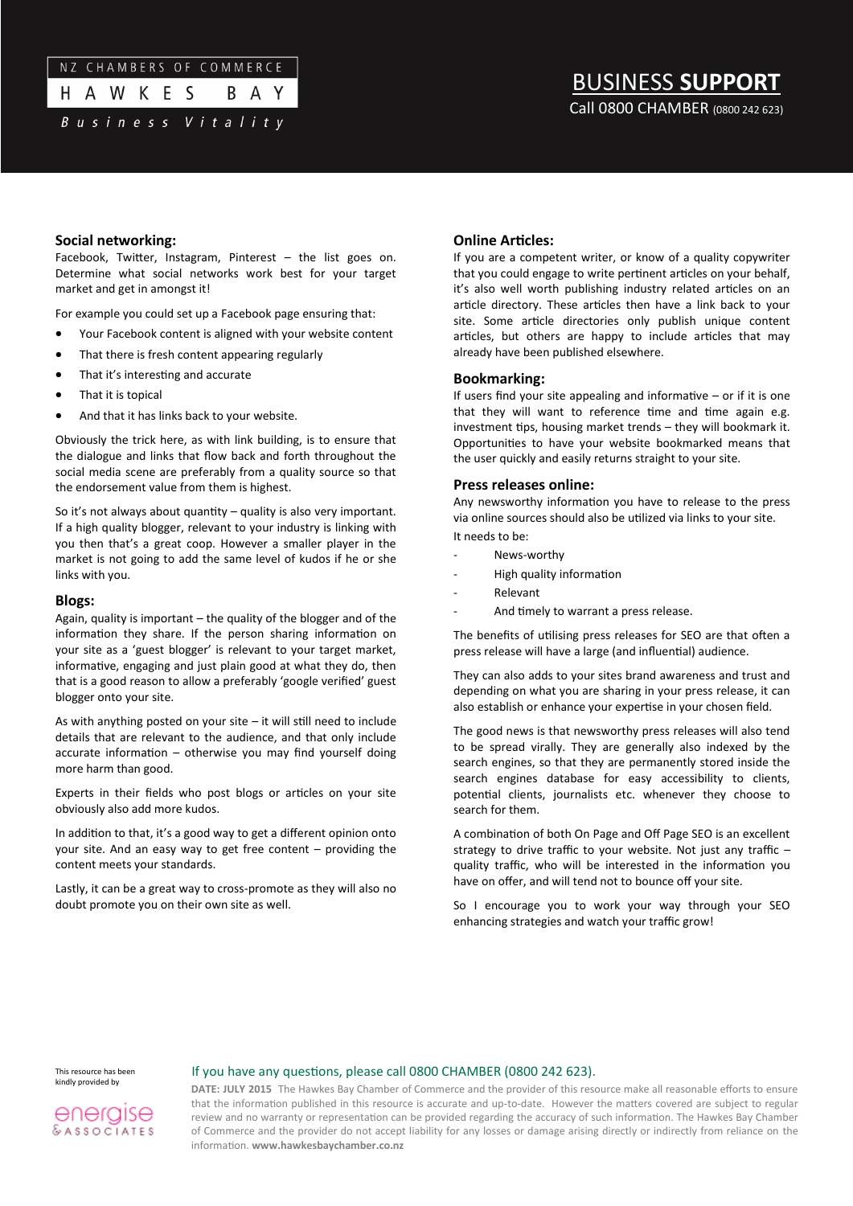## Social networking:

Facebook, Twitter, Instagram, Pinterest – the list goes on. Determine what social networks work best for your target market and get in amongst it!

For example you could set up a Facebook page ensuring that:

- Your Facebook content is aligned with your website content
- That there is fresh content appearing regularly
- That it's interesting and accurate
- That it is topical
- And that it has links back to your website.

Obviously the trick here, as with link building, is to ensure that the dialogue and links that flow back and forth throughout the social media scene are preferably from a quality source so that the endorsement value from them is highest.

So it's not always about quantity – quality is also very important. If a high quality blogger, relevant to your industry is linking with you then that's a great coop. However a smaller player in the market is not going to add the same level of kudos if he or she links with you.

## Blogs:

Again, quality is important – the quality of the blogger and of the information they share. If the person sharing information on your site as a 'guest blogger' is relevant to your target market, informative, engaging and just plain good at what they do, then that is a good reason to allow a preferably 'google verified' guest blogger onto your site.

As with anything posted on your site – it will still need to include details that are relevant to the audience, and that only include accurate information – otherwise you may find yourself doing more harm than good.

Experts in their fields who post blogs or articles on your site obviously also add more kudos.

In addition to that, it's a good way to get a different opinion onto your site. And an easy way to get free content – providing the content meets your standards.

Lastly, it can be a great way to cross-promote as they will also no doubt promote you on their own site as well.

## Online Articles:

If you are a competent writer, or know of a quality copywriter that you could engage to write pertinent articles on your behalf, it's also well worth publishing industry related articles on an article directory. These articles then have a link back to your site. Some article directories only publish unique content articles, but others are happy to include articles that may already have been published elsewhere.

## Bookmarking:

If users find your site appealing and informative – or if it is one that they will want to reference time and time again e.g. investment tips, housing market trends – they will bookmark it. Opportunities to have your website bookmarked means that the user quickly and easily returns straight to your site.

## Press releases online:

Any newsworthy information you have to release to the press via online sources should also be utilized via links to your site.

It needs to be:

- News-worthy
- High quality information
- Relevant
- And timely to warrant a press release.

The benefits of utilising press releases for SEO are that often a press release will have a large (and influential) audience.

They can also adds to your sites brand awareness and trust and depending on what you are sharing in your press release, it can also establish or enhance your expertise in your chosen field.

The good news is that newsworthy press releases will also tend to be spread virally. They are generally also indexed by the search engines, so that they are permanently stored inside the search engines database for easy accessibility to clients, potential clients, journalists etc. whenever they choose to search for them.

A combination of both On Page and Off Page SEO is an excellent strategy to drive traffic to your website. Not just any traffic – quality traffic, who will be interested in the information you have on offer, and will tend not to bounce off your site.

So I encourage you to work your way through your SEO enhancing strategies and watch your traffic grow!

This resource has been kindly provided by energise & ASSOCIATES

If you have any questions, please call 0800 CHAMBER (0800 242 623).

**DATE: JULY 2015** The Hawkes Bay Chamber of Commerce and the provider of this resource make all reasonable efforts to ensure that the information published in this resource is accurate and up-to-date. However the matters covered are subject to regular review and no warranty or representation can be provided regarding the accuracy of such information. The Hawkes Bay Chamber of Commerce and the provider do not accept liability for any losses or damage arising directly or indirectly from reliance on the information. **www.hawkesbaychamber.co.nz**